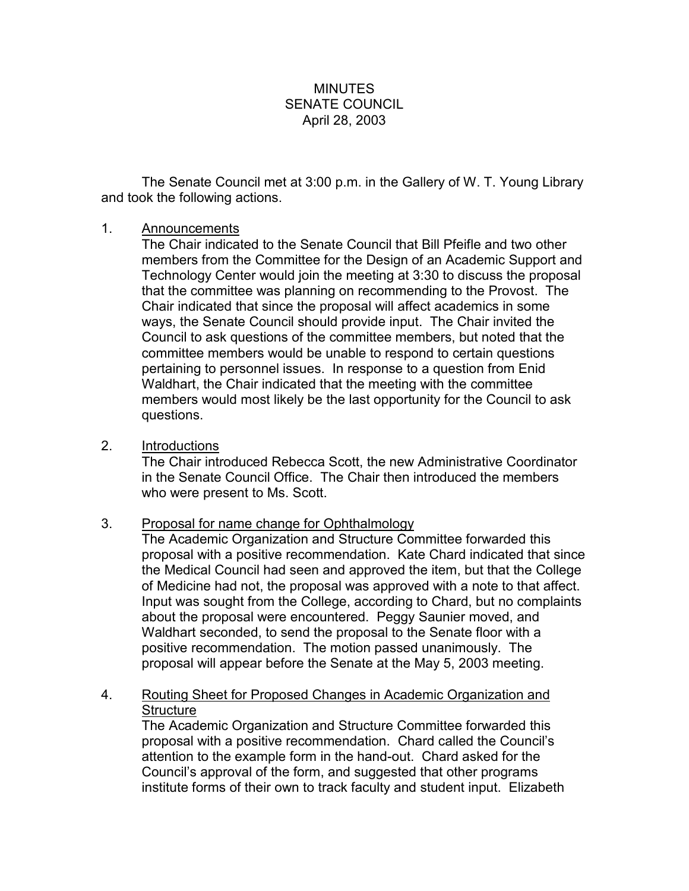# MINUTES
## SENATE COUNCIL
### April 28, 2003

The Senate Council met at 3:00 p.m. in the Gallery of W. T. Young Library and took the following actions.

1. <u>Announcements</u>
   The Chair indicated to the Senate Council that Bill Pfeifle and two other members from the Committee for the Design of an Academic Support and Technology Center would join the meeting at 3:30 to discuss the proposal that the committee was planning on recommending to the Provost. The Chair indicated that since the proposal will affect academics in some ways, the Senate Council should provide input. The Chair invited the Council to ask questions of the committee members, but noted that the committee members would be unable to respond to certain questions pertaining to personnel issues. In response to a question from Enid Waldhart, the Chair indicated that the meeting with the committee members would most likely be the last opportunity for the Council to ask questions.

2. <u>Introductions</u>
   The Chair introduced Rebecca Scott, the new Administrative Coordinator in the Senate Council Office. The Chair then introduced the members who were present to Ms. Scott.

3. <u>Proposal for name change for Ophthalmology</u>
   The Academic Organization and Structure Committee forwarded this proposal with a positive recommendation. Kate Chard indicated that since the Medical Council had seen and approved the item, but that the College of Medicine had not, the proposal was approved with a note to that affect. Input was sought from the College, according to Chard, but no complaints about the proposal were encountered. Peggy Saunier moved, and Waldhart seconded, to send the proposal to the Senate floor with a positive recommendation. The motion passed unanimously. The proposal will appear before the Senate at the May 5, 2003 meeting.

4. <u>Routing Sheet for Proposed Changes in Academic Organization and Structure</u>
   The Academic Organization and Structure Committee forwarded this proposal with a positive recommendation. Chard called the Council's attention to the example form in the hand-out. Chard asked for the Council's approval of the form, and suggested that other programs institute forms of their own to track faculty and student input. Elizabeth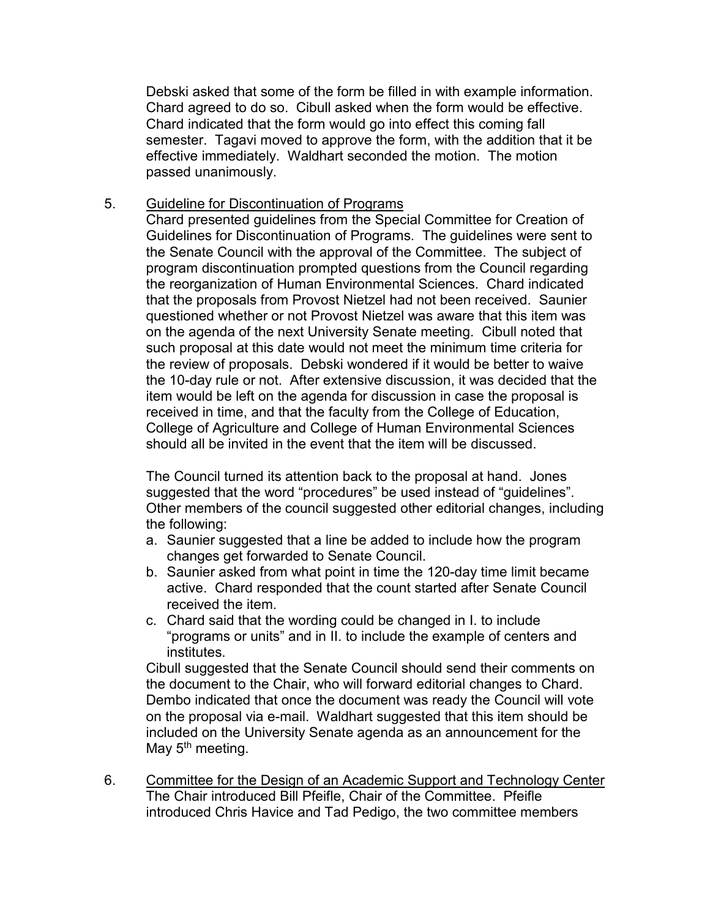Debski asked that some of the form be filled in with example information. Chard agreed to do so. Cibull asked when the form would be effective. Chard indicated that the form would go into effect this coming fall semester. Tagavi moved to approve the form, with the addition that it be effective immediately. Waldhart seconded the motion. The motion passed unanimously.

5. Guideline for Discontinuation of Programs

Chard presented guidelines from the Special Committee for Creation of Guidelines for Discontinuation of Programs. The guidelines were sent to the Senate Council with the approval of the Committee. The subject of program discontinuation prompted questions from the Council regarding the reorganization of Human Environmental Sciences. Chard indicated that the proposals from Provost Nietzel had not been received. Saunier questioned whether or not Provost Nietzel was aware that this item was on the agenda of the next University Senate meeting. Cibull noted that such proposal at this date would not meet the minimum time criteria for the review of proposals. Debski wondered if it would be better to waive the 10-day rule or not. After extensive discussion, it was decided that the item would be left on the agenda for discussion in case the proposal is received in time, and that the faculty from the College of Education, College of Agriculture and College of Human Environmental Sciences should all be invited in the event that the item will be discussed.

The Council turned its attention back to the proposal at hand. Jones suggested that the word "procedures" be used instead of "guidelines". Other members of the council suggested other editorial changes, including the following:

a. Saunier suggested that a line be added to include how the program changes get forwarded to Senate Council.
b. Saunier asked from what point in time the 120-day time limit became active. Chard responded that the count started after Senate Council received the item.
c. Chard said that the wording could be changed in I. to include "programs or units" and in II. to include the example of centers and institutes.

Cibull suggested that the Senate Council should send their comments on the document to the Chair, who will forward editorial changes to Chard. Dembo indicated that once the document was ready the Council will vote on the proposal via e-mail. Waldhart suggested that this item should be included on the University Senate agenda as an announcement for the May 5th meeting.

6. Committee for the Design of an Academic Support and Technology Center

The Chair introduced Bill Pfeifle, Chair of the Committee. Pfeifle introduced Chris Havice and Tad Pedigo, the two committee members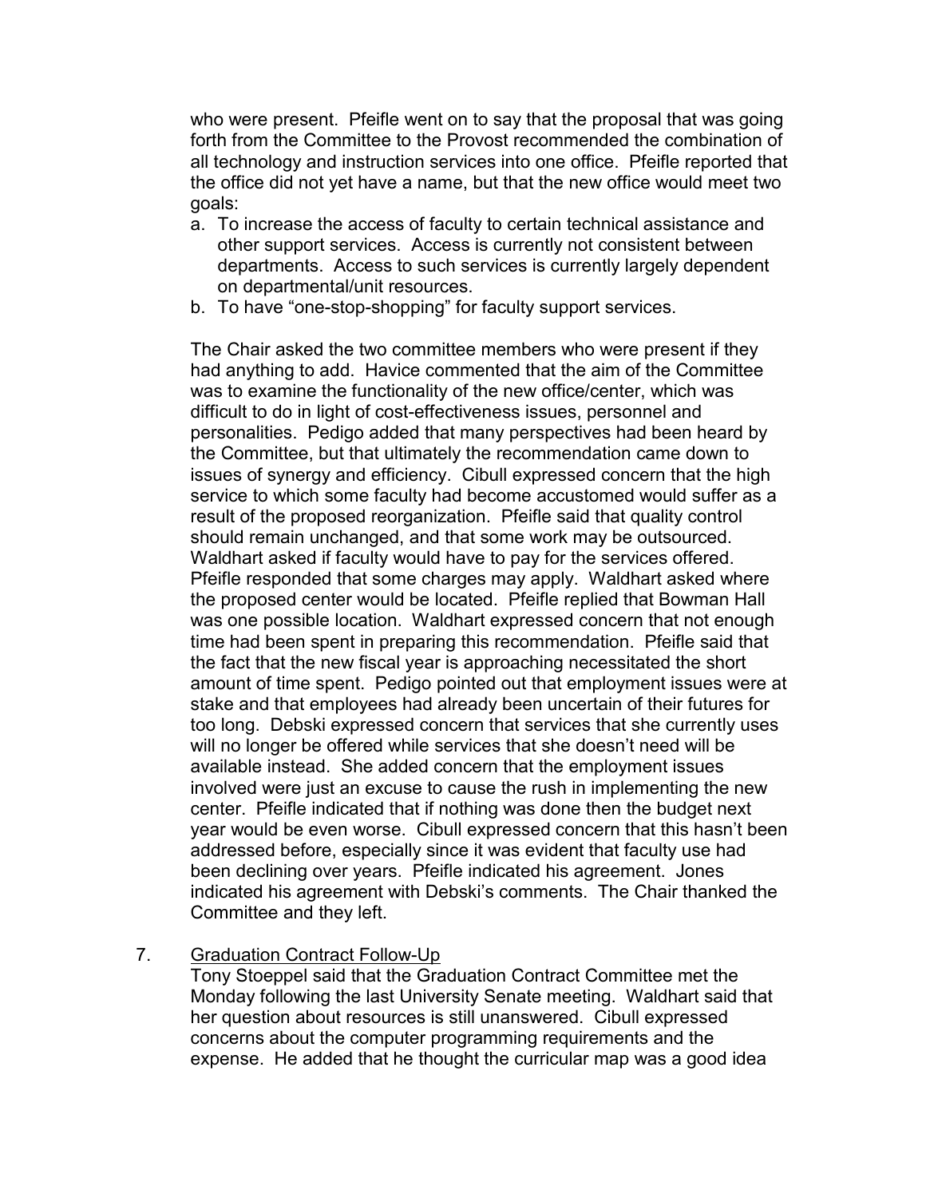who were present. Pfeifle went on to say that the proposal that was going forth from the Committee to the Provost recommended the combination of all technology and instruction services into one office. Pfeifle reported that the office did not yet have a name, but that the new office would meet two goals:

a. To increase the access of faculty to certain technical assistance and other support services. Access is currently not consistent between departments. Access to such services is currently largely dependent on departmental/unit resources.
b. To have "one-stop-shopping" for faculty support services.

The Chair asked the two committee members who were present if they had anything to add. Havice commented that the aim of the Committee was to examine the functionality of the new office/center, which was difficult to do in light of cost-effectiveness issues, personnel and personalities. Pedigo added that many perspectives had been heard by the Committee, but that ultimately the recommendation came down to issues of synergy and efficiency. Cibull expressed concern that the high service to which some faculty had become accustomed would suffer as a result of the proposed reorganization. Pfeifle said that quality control should remain unchanged, and that some work may be outsourced. Waldhart asked if faculty would have to pay for the services offered. Pfeifle responded that some charges may apply. Waldhart asked where the proposed center would be located. Pfeifle replied that Bowman Hall was one possible location. Waldhart expressed concern that not enough time had been spent in preparing this recommendation. Pfeifle said that the fact that the new fiscal year is approaching necessitated the short amount of time spent. Pedigo pointed out that employment issues were at stake and that employees had already been uncertain of their futures for too long. Debski expressed concern that services that she currently uses will no longer be offered while services that she doesn't need will be available instead. She added concern that the employment issues involved were just an excuse to cause the rush in implementing the new center. Pfeifle indicated that if nothing was done then the budget next year would be even worse. Cibull expressed concern that this hasn't been addressed before, especially since it was evident that faculty use had been declining over years. Pfeifle indicated his agreement. Jones indicated his agreement with Debski's comments. The Chair thanked the Committee and they left.

7. Graduation Contract Follow-Up

Tony Stoeppel said that the Graduation Contract Committee met the Monday following the last University Senate meeting. Waldhart said that her question about resources is still unanswered. Cibull expressed concerns about the computer programming requirements and the expense. He added that he thought the curricular map was a good idea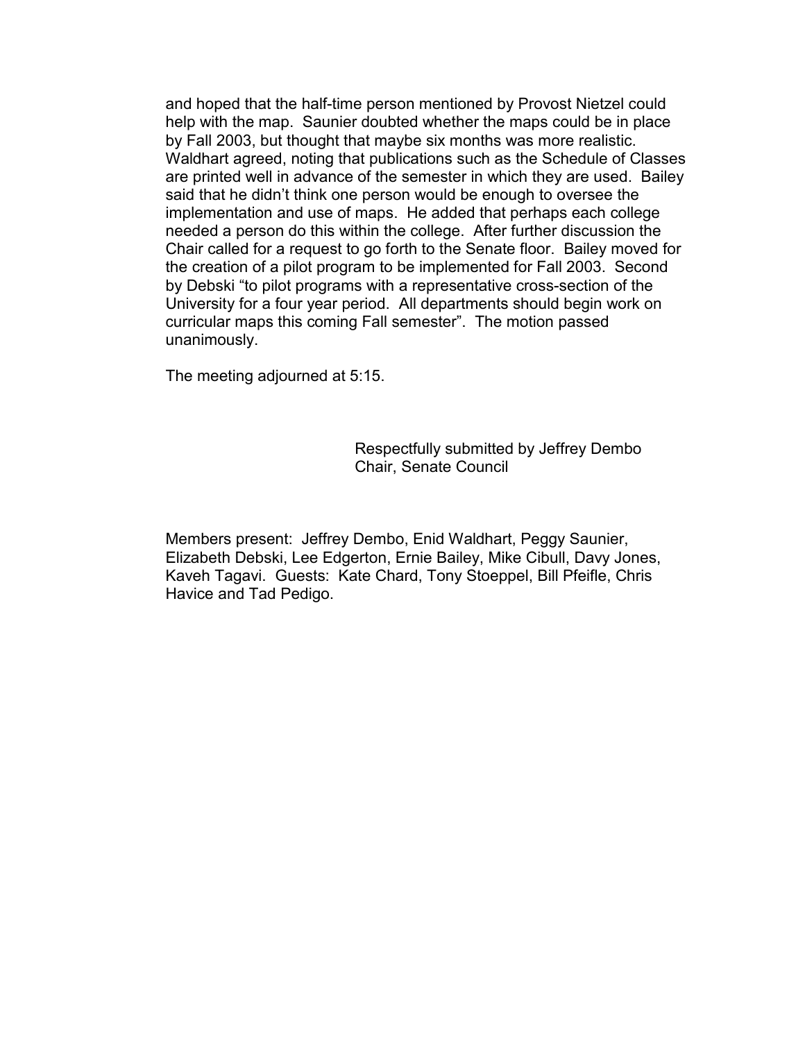and hoped that the half-time person mentioned by Provost Nietzel could help with the map. Saunier doubted whether the maps could be in place by Fall 2003, but thought that maybe six months was more realistic. Waldhart agreed, noting that publications such as the Schedule of Classes are printed well in advance of the semester in which they are used. Bailey said that he didn't think one person would be enough to oversee the implementation and use of maps. He added that perhaps each college needed a person do this within the college. After further discussion the Chair called for a request to go forth to the Senate floor. Bailey moved for the creation of a pilot program to be implemented for Fall 2003. Second by Debski "to pilot programs with a representative cross-section of the University for a four year period. All departments should begin work on curricular maps this coming Fall semester". The motion passed unanimously.

The meeting adjourned at 5:15.

Respectfully submitted by Jeffrey Dembo
Chair, Senate Council

Members present: Jeffrey Dembo, Enid Waldhart, Peggy Saunier, Elizabeth Debski, Lee Edgerton, Ernie Bailey, Mike Cibull, Davy Jones, Kaveh Tagavi. Guests: Kate Chard, Tony Stoeppel, Bill Pfeifle, Chris Havice and Tad Pedigo.